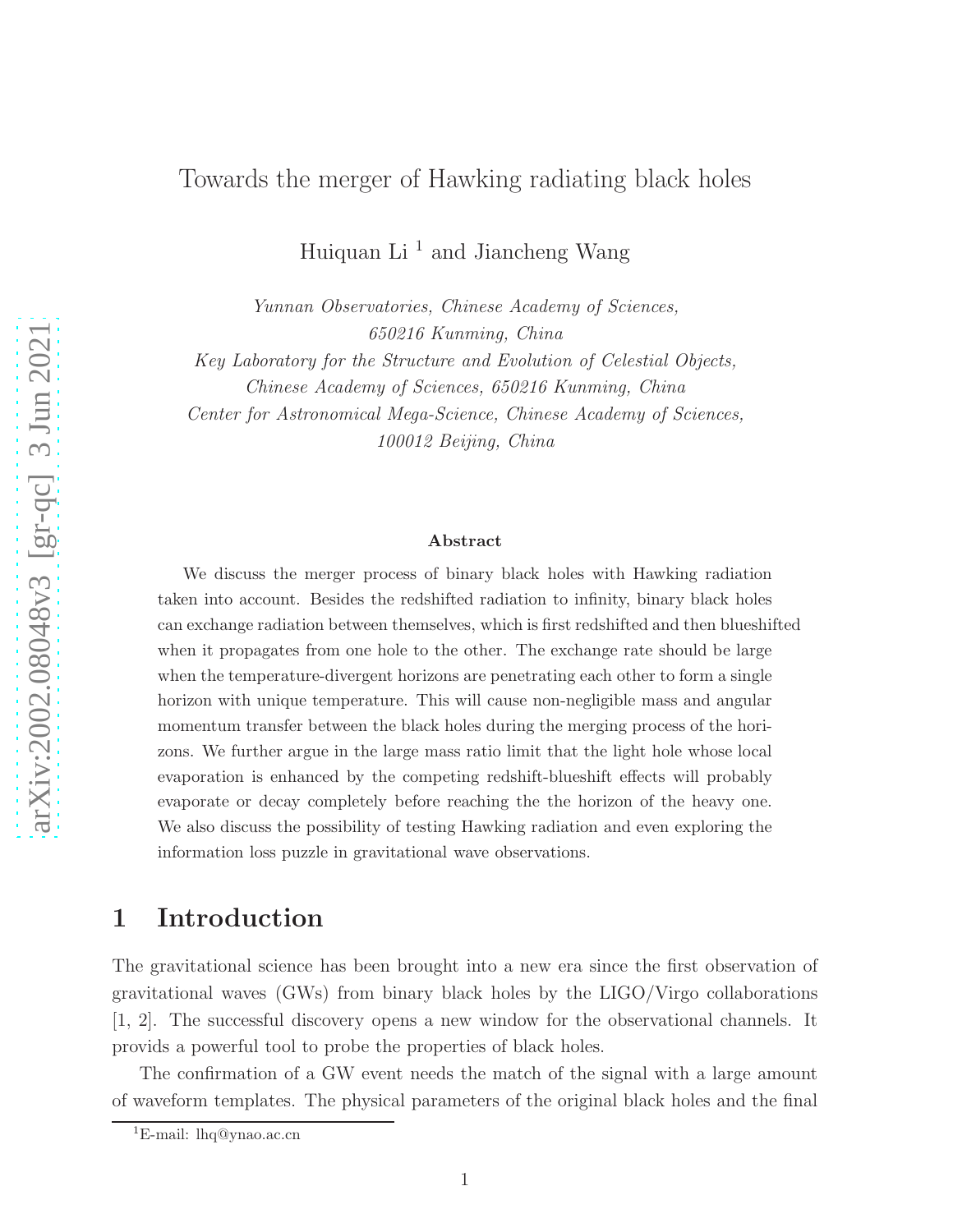# Towards the merger of Hawking radiating black holes

Huiquan Li [1] and Jiancheng Wang

*Yunnan Observatories, Chinese Academy of Sciences, 650216 Kunming, China*
*Key Laboratory for the Structure and Evolution of Celestial Objects, Chinese Academy of Sciences, 650216 Kunming, China*
*Center for Astronomical Mega-Science, Chinese Academy of Sciences, 100012 Beijing, China*

**Abstract**

We discuss the merger process of binary black holes with Hawking radiation taken into account. Besides the redshifted radiation to infinity, binary black holes can exchange radiation between themselves, which is first redshifted and then blueshifted when it propagates from one hole to the other. The exchange rate should be large when the temperature-divergent horizons are penetrating each other to form a single horizon with unique temperature. This will cause non-negligible mass and angular momentum transfer between the black holes during the merging process of the horizons. We further argue in the large mass ratio limit that the light hole whose local evaporation is enhanced by the competing redshift-blueshift effects will probably evaporate or decay completely before reaching the the horizon of the heavy one. We also discuss the possibility of testing Hawking radiation and even exploring the information loss puzzle in gravitational wave observations.

## 1 Introduction

The gravitational science has been brought into a new era since the first observation of gravitational waves (GWs) from binary black holes by the LIGO/Virgo collaborations [1, 2]. The successful discovery opens a new window for the observational channels. It provids a powerful tool to probe the properties of black holes.

The confirmation of a GW event needs the match of the signal with a large amount of waveform templates. The physical parameters of the original black holes and the final

[1] E-mail: lhq@ynao.ac.cn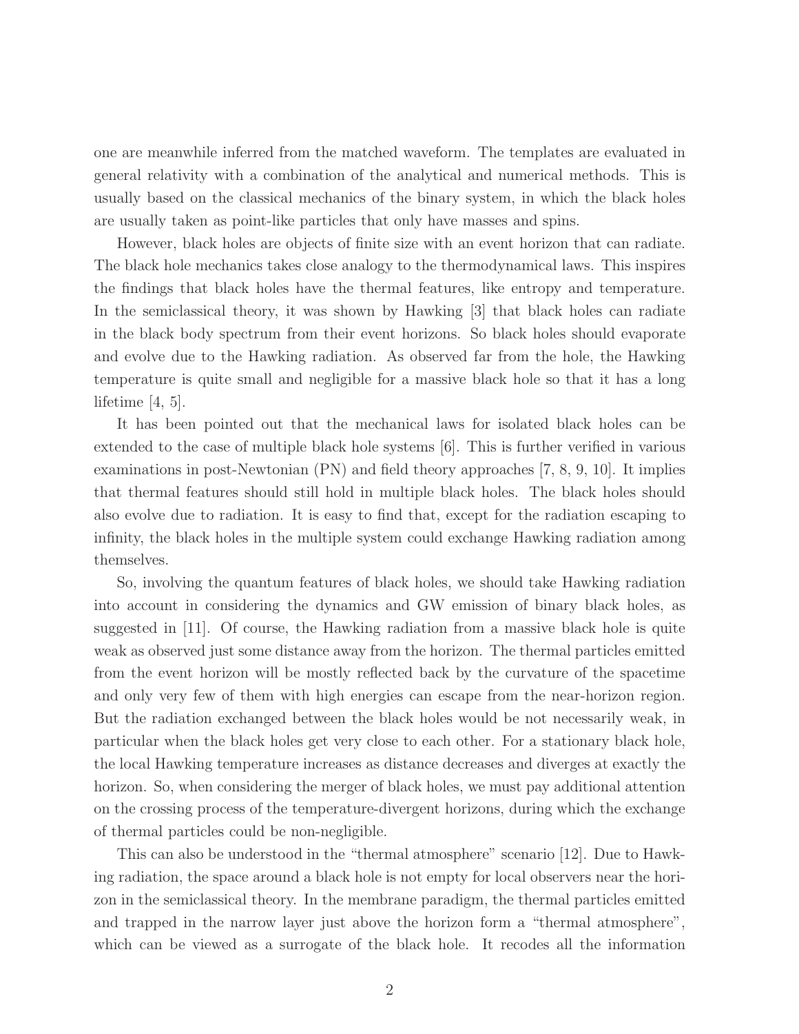one are meanwhile inferred from the matched waveform. The templates are evaluated in general relativity with a combination of the analytical and numerical methods. This is usually based on the classical mechanics of the binary system, in which the black holes are usually taken as point-like particles that only have masses and spins.

However, black holes are objects of finite size with an event horizon that can radiate. The black hole mechanics takes close analogy to the thermodynamical laws. This inspires the findings that black holes have the thermal features, like entropy and temperature. In the semiclassical theory, it was shown by Hawking [3] that black holes can radiate in the black body spectrum from their event horizons. So black holes should evaporate and evolve due to the Hawking radiation. As observed far from the hole, the Hawking temperature is quite small and negligible for a massive black hole so that it has a long lifetime [4, 5].

It has been pointed out that the mechanical laws for isolated black holes can be extended to the case of multiple black hole systems [6]. This is further verified in various examinations in post-Newtonian (PN) and field theory approaches [7, 8, 9, 10]. It implies that thermal features should still hold in multiple black holes. The black holes should also evolve due to radiation. It is easy to find that, except for the radiation escaping to infinity, the black holes in the multiple system could exchange Hawking radiation among themselves.

So, involving the quantum features of black holes, we should take Hawking radiation into account in considering the dynamics and GW emission of binary black holes, as suggested in [11]. Of course, the Hawking radiation from a massive black hole is quite weak as observed just some distance away from the horizon. The thermal particles emitted from the event horizon will be mostly reflected back by the curvature of the spacetime and only very few of them with high energies can escape from the near-horizon region. But the radiation exchanged between the black holes would be not necessarily weak, in particular when the black holes get very close to each other. For a stationary black hole, the local Hawking temperature increases as distance decreases and diverges at exactly the horizon. So, when considering the merger of black holes, we must pay additional attention on the crossing process of the temperature-divergent horizons, during which the exchange of thermal particles could be non-negligible.

This can also be understood in the "thermal atmosphere" scenario [12]. Due to Hawking radiation, the space around a black hole is not empty for local observers near the horizon in the semiclassical theory. In the membrane paradigm, the thermal particles emitted and trapped in the narrow layer just above the horizon form a "thermal atmosphere", which can be viewed as a surrogate of the black hole. It recodes all the information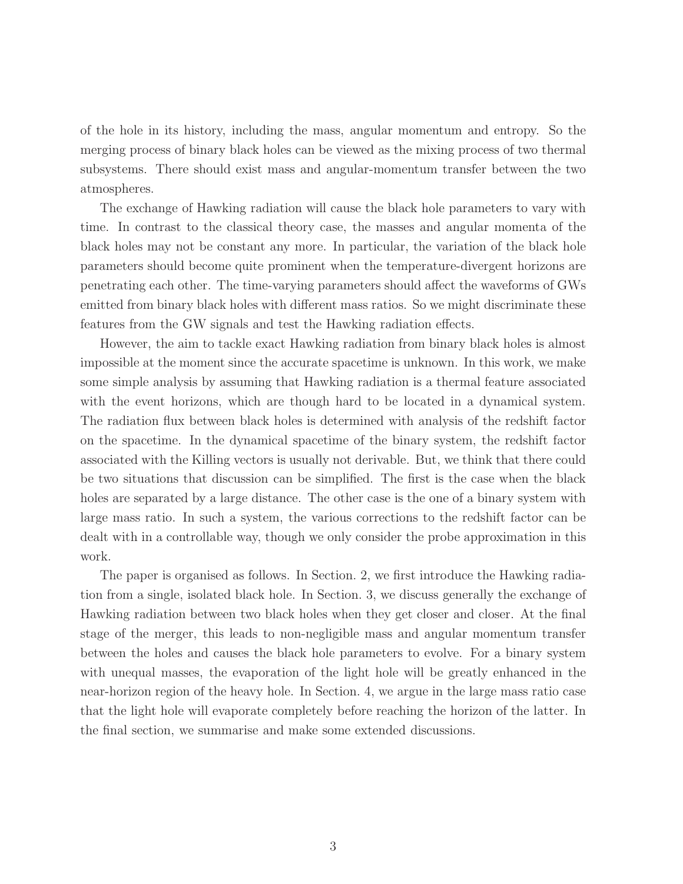of the hole in its history, including the mass, angular momentum and entropy. So the merging process of binary black holes can be viewed as the mixing process of two thermal subsystems. There should exist mass and angular-momentum transfer between the two atmospheres.

The exchange of Hawking radiation will cause the black hole parameters to vary with time. In contrast to the classical theory case, the masses and angular momenta of the black holes may not be constant any more. In particular, the variation of the black hole parameters should become quite prominent when the temperature-divergent horizons are penetrating each other. The time-varying parameters should affect the waveforms of GWs emitted from binary black holes with different mass ratios. So we might discriminate these features from the GW signals and test the Hawking radiation effects.

However, the aim to tackle exact Hawking radiation from binary black holes is almost impossible at the moment since the accurate spacetime is unknown. In this work, we make some simple analysis by assuming that Hawking radiation is a thermal feature associated with the event horizons, which are though hard to be located in a dynamical system. The radiation flux between black holes is determined with analysis of the redshift factor on the spacetime. In the dynamical spacetime of the binary system, the redshift factor associated with the Killing vectors is usually not derivable. But, we think that there could be two situations that discussion can be simplified. The first is the case when the black holes are separated by a large distance. The other case is the one of a binary system with large mass ratio. In such a system, the various corrections to the redshift factor can be dealt with in a controllable way, though we only consider the probe approximation in this work.

The paper is organised as follows. In Section. 2, we first introduce the Hawking radiation from a single, isolated black hole. In Section. 3, we discuss generally the exchange of Hawking radiation between two black holes when they get closer and closer. At the final stage of the merger, this leads to non-negligible mass and angular momentum transfer between the holes and causes the black hole parameters to evolve. For a binary system with unequal masses, the evaporation of the light hole will be greatly enhanced in the near-horizon region of the heavy hole. In Section. 4, we argue in the large mass ratio case that the light hole will evaporate completely before reaching the horizon of the latter. In the final section, we summarise and make some extended discussions.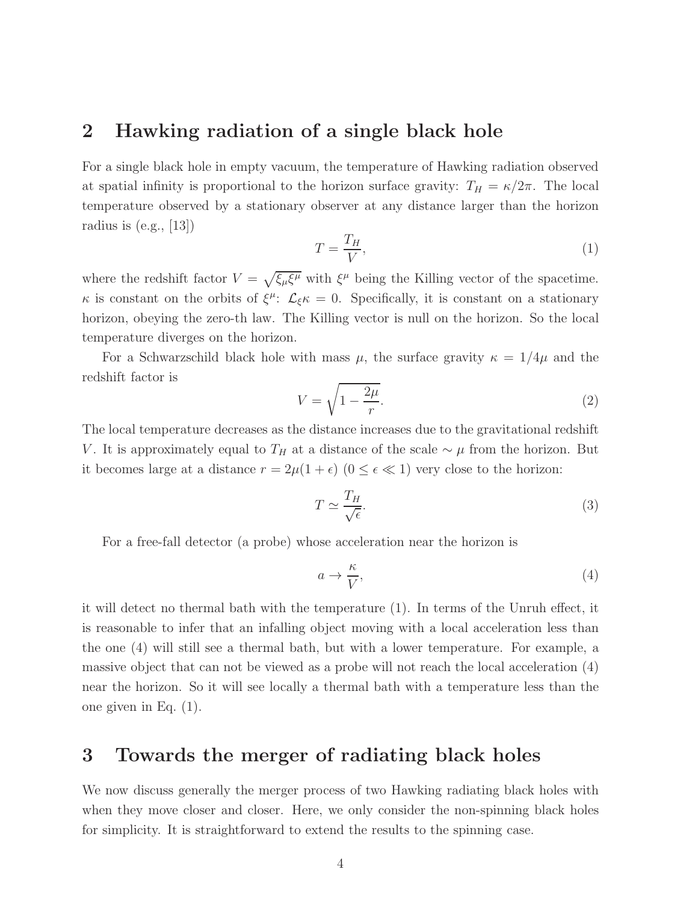## 2 Hawking radiation of a single black hole

For a single black hole in empty vacuum, the temperature of Hawking radiation observed at spatial infinity is proportional to the horizon surface gravity: $T_H = \kappa/2\pi$. The local temperature observed by a stationary observer at any distance larger than the horizon radius is (e.g., [13])

$$T = \frac{T_H}{V}, \tag{1}$$

where the redshift factor $V = \sqrt{\xi_\mu \xi^\mu}$ with $\xi^\mu$ being the Killing vector of the spacetime. $\kappa$ is constant on the orbits of $\xi^\mu$: $\mathcal{L}_\xi \kappa = 0$. Specifically, it is constant on a stationary horizon, obeying the zero-th law. The Killing vector is null on the horizon. So the local temperature diverges on the horizon.

For a Schwarzschild black hole with mass $\mu$, the surface gravity $\kappa = 1/4\mu$ and the redshift factor is

$$V = \sqrt{1 - \frac{2\mu}{r}}. \tag{2}$$

The local temperature decreases as the distance increases due to the gravitational redshift $V$. It is approximately equal to $T_H$ at a distance of the scale $\sim \mu$ from the horizon. But it becomes large at a distance $r = 2\mu(1+\epsilon)$ $(0 \leq \epsilon \ll 1)$ very close to the horizon:

$$T \simeq \frac{T_H}{\sqrt{\epsilon}}. \tag{3}$$

For a free-fall detector (a probe) whose acceleration near the horizon is

$$a \to \frac{\kappa}{V}, \tag{4}$$

it will detect no thermal bath with the temperature (1). In terms of the Unruh effect, it is reasonable to infer that an infalling object moving with a local acceleration less than the one (4) will still see a thermal bath, but with a lower temperature. For example, a massive object that can not be viewed as a probe will not reach the local acceleration (4) near the horizon. So it will see locally a thermal bath with a temperature less than the one given in Eq. (1).

## 3 Towards the merger of radiating black holes

We now discuss generally the merger process of two Hawking radiating black holes with when they move closer and closer. Here, we only consider the non-spinning black holes for simplicity. It is straightforward to extend the results to the spinning case.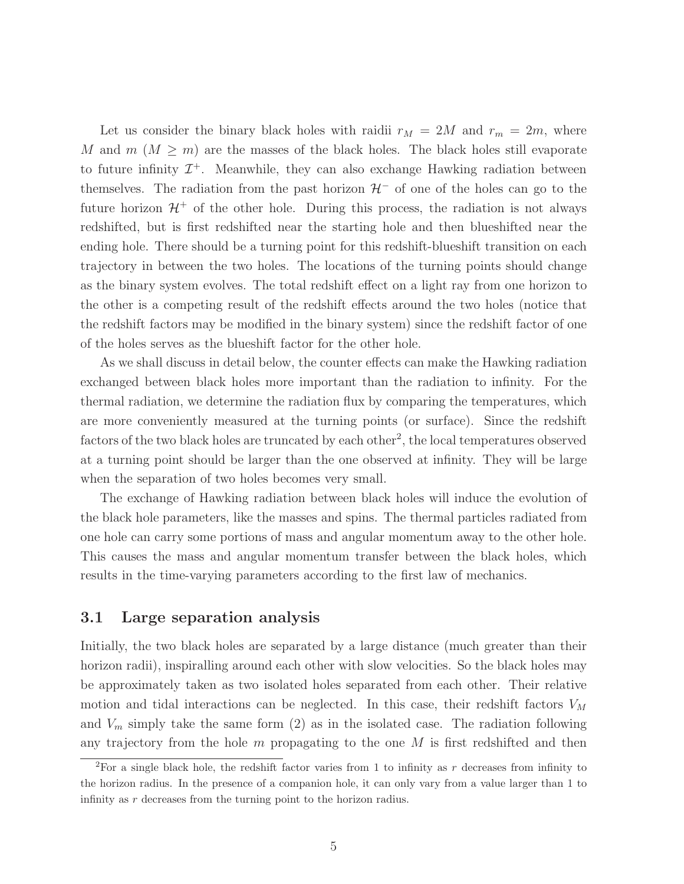Let us consider the binary black holes with raidii $r_M = 2M$ and $r_m = 2m$, where $M$ and $m$ ($M \geq m$) are the masses of the black holes. The black holes still evaporate to future infinity $\mathcal{I}^+$. Meanwhile, they can also exchange Hawking radiation between themselves. The radiation from the past horizon $\mathcal{H}^-$ of one of the holes can go to the future horizon $\mathcal{H}^+$ of the other hole. During this process, the radiation is not always redshifted, but is first redshifted near the starting hole and then blueshifted near the ending hole. There should be a turning point for this redshift-blueshift transition on each trajectory in between the two holes. The locations of the turning points should change as the binary system evolves. The total redshift effect on a light ray from one horizon to the other is a competing result of the redshift effects around the two holes (notice that the redshift factors may be modified in the binary system) since the redshift factor of one of the holes serves as the blueshift factor for the other hole.

As we shall discuss in detail below, the counter effects can make the Hawking radiation exchanged between black holes more important than the radiation to infinity. For the thermal radiation, we determine the radiation flux by comparing the temperatures, which are more conveniently measured at the turning points (or surface). Since the redshift factors of the two black holes are truncated by each other[2], the local temperatures observed at a turning point should be larger than the one observed at infinity. They will be large when the separation of two holes becomes very small.

The exchange of Hawking radiation between black holes will induce the evolution of the black hole parameters, like the masses and spins. The thermal particles radiated from one hole can carry some portions of mass and angular momentum away to the other hole. This causes the mass and angular momentum transfer between the black holes, which results in the time-varying parameters according to the first law of mechanics.

## 3.1 Large separation analysis

Initially, the two black holes are separated by a large distance (much greater than their horizon radii), inspiralling around each other with slow velocities. So the black holes may be approximately taken as two isolated holes separated from each other. Their relative motion and tidal interactions can be neglected. In this case, their redshift factors $V_M$ and $V_m$ simply take the same form (2) as in the isolated case. The radiation following any trajectory from the hole $m$ propagating to the one $M$ is first redshifted and then

[2] For a single black hole, the redshift factor varies from 1 to infinity as $r$ decreases from infinity to the horizon radius. In the presence of a companion hole, it can only vary from a value larger than 1 to infinity as $r$ decreases from the turning point to the horizon radius.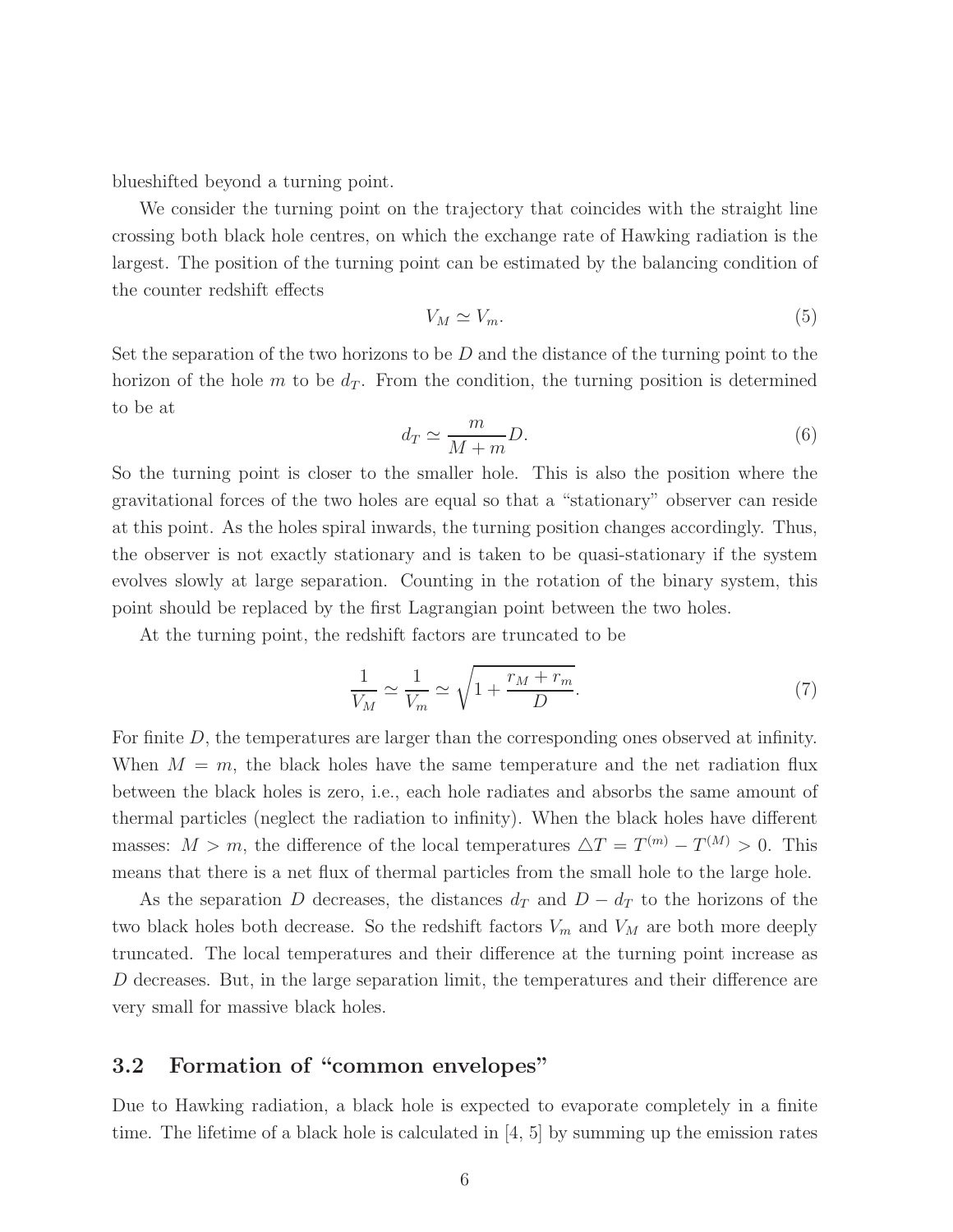blueshifted beyond a turning point.

We consider the turning point on the trajectory that coincides with the straight line crossing both black hole centres, on which the exchange rate of Hawking radiation is the largest. The position of the turning point can be estimated by the balancing condition of the counter redshift effects

$$V_M \simeq V_m. \tag{5}$$

Set the separation of the two horizons to be $D$ and the distance of the turning point to the horizon of the hole $m$ to be $d_T$. From the condition, the turning position is determined to be at

$$d_T \simeq \frac{m}{M+m} D. \tag{6}$$

So the turning point is closer to the smaller hole. This is also the position where the gravitational forces of the two holes are equal so that a "stationary" observer can reside at this point. As the holes spiral inwards, the turning position changes accordingly. Thus, the observer is not exactly stationary and is taken to be quasi-stationary if the system evolves slowly at large separation. Counting in the rotation of the binary system, this point should be replaced by the first Lagrangian point between the two holes.

At the turning point, the redshift factors are truncated to be

$$\frac{1}{V_M} \simeq \frac{1}{V_m} \simeq \sqrt{1 + \frac{r_M + r_m}{D}}. \tag{7}$$

For finite $D$, the temperatures are larger than the corresponding ones observed at infinity. When $M = m$, the black holes have the same temperature and the net radiation flux between the black holes is zero, i.e., each hole radiates and absorbs the same amount of thermal particles (neglect the radiation to infinity). When the black holes have different masses: $M > m$, the difference of the local temperatures $\triangle T = T^{(m)} - T^{(M)} > 0$. This means that there is a net flux of thermal particles from the small hole to the large hole.

As the separation $D$ decreases, the distances $d_T$ and $D - d_T$ to the horizons of the two black holes both decrease. So the redshift factors $V_m$ and $V_M$ are both more deeply truncated. The local temperatures and their difference at the turning point increase as $D$ decreases. But, in the large separation limit, the temperatures and their difference are very small for massive black holes.

### 3.2 Formation of "common envelopes"

Due to Hawking radiation, a black hole is expected to evaporate completely in a finite time. The lifetime of a black hole is calculated in [4, 5] by summing up the emission rates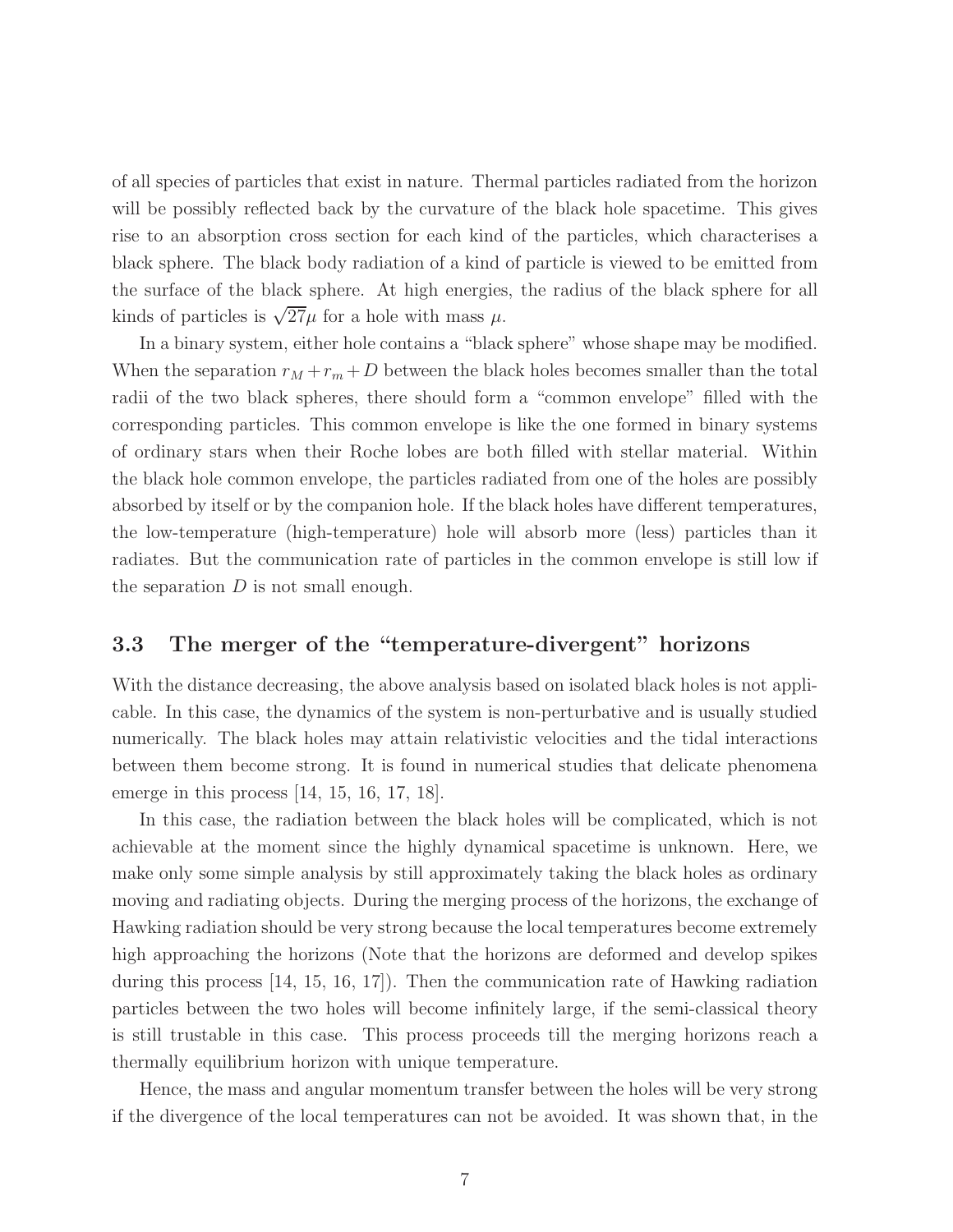of all species of particles that exist in nature. Thermal particles radiated from the horizon will be possibly reflected back by the curvature of the black hole spacetime. This gives rise to an absorption cross section for each kind of the particles, which characterises a black sphere. The black body radiation of a kind of particle is viewed to be emitted from the surface of the black sphere. At high energies, the radius of the black sphere for all kinds of particles is $\sqrt{27}\mu$ for a hole with mass $\mu$.

In a binary system, either hole contains a "black sphere" whose shape may be modified. When the separation $r_M + r_m + D$ between the black holes becomes smaller than the total radii of the two black spheres, there should form a "common envelope" filled with the corresponding particles. This common envelope is like the one formed in binary systems of ordinary stars when their Roche lobes are both filled with stellar material. Within the black hole common envelope, the particles radiated from one of the holes are possibly absorbed by itself or by the companion hole. If the black holes have different temperatures, the low-temperature (high-temperature) hole will absorb more (less) particles than it radiates. But the communication rate of particles in the common envelope is still low if the separation $D$ is not small enough.

### 3.3 The merger of the "temperature-divergent" horizons

With the distance decreasing, the above analysis based on isolated black holes is not applicable. In this case, the dynamics of the system is non-perturbative and is usually studied numerically. The black holes may attain relativistic velocities and the tidal interactions between them become strong. It is found in numerical studies that delicate phenomena emerge in this process [14, 15, 16, 17, 18].

In this case, the radiation between the black holes will be complicated, which is not achievable at the moment since the highly dynamical spacetime is unknown. Here, we make only some simple analysis by still approximately taking the black holes as ordinary moving and radiating objects. During the merging process of the horizons, the exchange of Hawking radiation should be very strong because the local temperatures become extremely high approaching the horizons (Note that the horizons are deformed and develop spikes during this process [14, 15, 16, 17]). Then the communication rate of Hawking radiation particles between the two holes will become infinitely large, if the semi-classical theory is still trustable in this case. This process proceeds till the merging horizons reach a thermally equilibrium horizon with unique temperature.

Hence, the mass and angular momentum transfer between the holes will be very strong if the divergence of the local temperatures can not be avoided. It was shown that, in the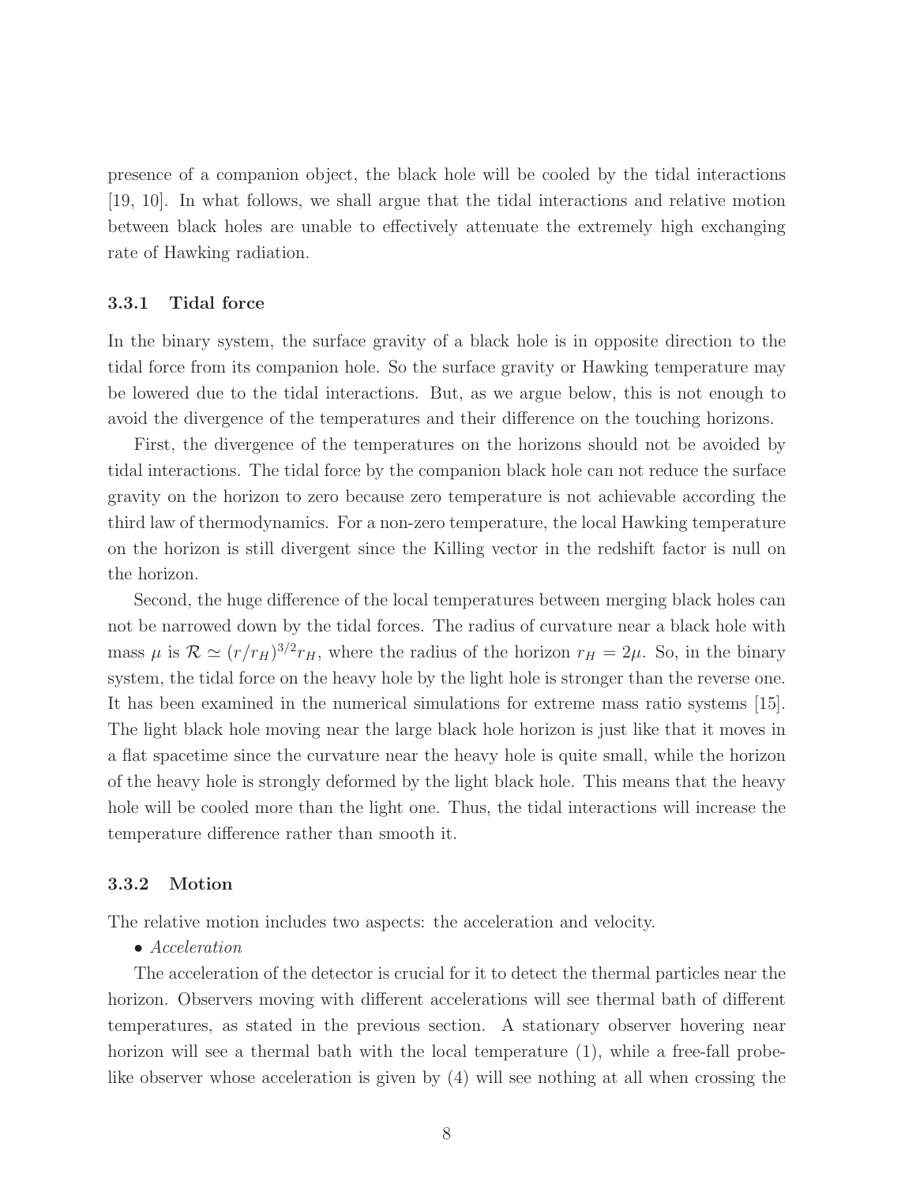presence of a companion object, the black hole will be cooled by the tidal interactions [19, 10]. In what follows, we shall argue that the tidal interactions and relative motion between black holes are unable to effectively attenuate the extremely high exchanging rate of Hawking radiation.

### 3.3.1 Tidal force

In the binary system, the surface gravity of a black hole is in opposite direction to the tidal force from its companion hole. So the surface gravity or Hawking temperature may be lowered due to the tidal interactions. But, as we argue below, this is not enough to avoid the divergence of the temperatures and their difference on the touching horizons.

First, the divergence of the temperatures on the horizons should not be avoided by tidal interactions. The tidal force by the companion black hole can not reduce the surface gravity on the horizon to zero because zero temperature is not achievable according the third law of thermodynamics. For a non-zero temperature, the local Hawking temperature on the horizon is still divergent since the Killing vector in the redshift factor is null on the horizon.

Second, the huge difference of the local temperatures between merging black holes can not be narrowed down by the tidal forces. The radius of curvature near a black hole with mass $\mu$ is $\mathcal{R} \simeq (r/r_H)^{3/2} r_H$, where the radius of the horizon $r_H = 2\mu$. So, in the binary system, the tidal force on the heavy hole by the light hole is stronger than the reverse one. It has been examined in the numerical simulations for extreme mass ratio systems [15]. The light black hole moving near the large black hole horizon is just like that it moves in a flat spacetime since the curvature near the heavy hole is quite small, while the horizon of the heavy hole is strongly deformed by the light black hole. This means that the heavy hole will be cooled more than the light one. Thus, the tidal interactions will increase the temperature difference rather than smooth it.

### 3.3.2 Motion

The relative motion includes two aspects: the acceleration and velocity.

• *Acceleration*

The acceleration of the detector is crucial for it to detect the thermal particles near the horizon. Observers moving with different accelerations will see thermal bath of different temperatures, as stated in the previous section. A stationary observer hovering near horizon will see a thermal bath with the local temperature (1), while a free-fall probe-like observer whose acceleration is given by (4) will see nothing at all when crossing the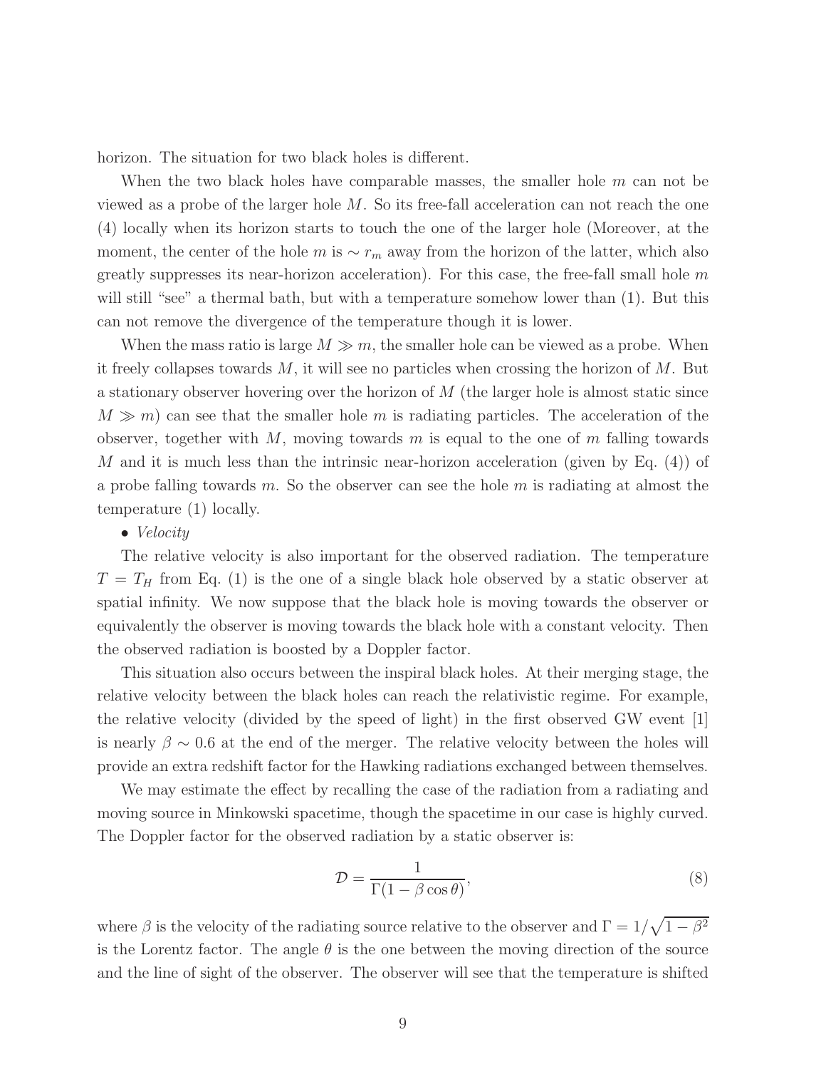horizon. The situation for two black holes is different.

When the two black holes have comparable masses, the smaller hole $m$ can not be viewed as a probe of the larger hole $M$. So its free-fall acceleration can not reach the one (4) locally when its horizon starts to touch the one of the larger hole (Moreover, at the moment, the center of the hole $m$ is $\sim r_m$ away from the horizon of the latter, which also greatly suppresses its near-horizon acceleration). For this case, the free-fall small hole $m$ will still "see" a thermal bath, but with a temperature somehow lower than (1). But this can not remove the divergence of the temperature though it is lower.

When the mass ratio is large $M \gg m$, the smaller hole can be viewed as a probe. When it freely collapses towards $M$, it will see no particles when crossing the horizon of $M$. But a stationary observer hovering over the horizon of $M$ (the larger hole is almost static since $M \gg m$) can see that the smaller hole $m$ is radiating particles. The acceleration of the observer, together with $M$, moving towards $m$ is equal to the one of $m$ falling towards $M$ and it is much less than the intrinsic near-horizon acceleration (given by Eq. (4)) of a probe falling towards $m$. So the observer can see the hole $m$ is radiating at almost the temperature (1) locally.

- *Velocity*

The relative velocity is also important for the observed radiation. The temperature $T = T_H$ from Eq. (1) is the one of a single black hole observed by a static observer at spatial infinity. We now suppose that the black hole is moving towards the observer or equivalently the observer is moving towards the black hole with a constant velocity. Then the observed radiation is boosted by a Doppler factor.

This situation also occurs between the inspiral black holes. At their merging stage, the relative velocity between the black holes can reach the relativistic regime. For example, the relative velocity (divided by the speed of light) in the first observed GW event [1] is nearly $\beta \sim 0.6$ at the end of the merger. The relative velocity between the holes will provide an extra redshift factor for the Hawking radiations exchanged between themselves.

We may estimate the effect by recalling the case of the radiation from a radiating and moving source in Minkowski spacetime, though the spacetime in our case is highly curved. The Doppler factor for the observed radiation by a static observer is:

$$\mathcal{D} = \frac{1}{\Gamma(1 - \beta \cos\theta)}, \tag{8}$$

where $\beta$ is the velocity of the radiating source relative to the observer and $\Gamma = 1/\sqrt{1 - \beta^2}$ is the Lorentz factor. The angle $\theta$ is the one between the moving direction of the source and the line of sight of the observer. The observer will see that the temperature is shifted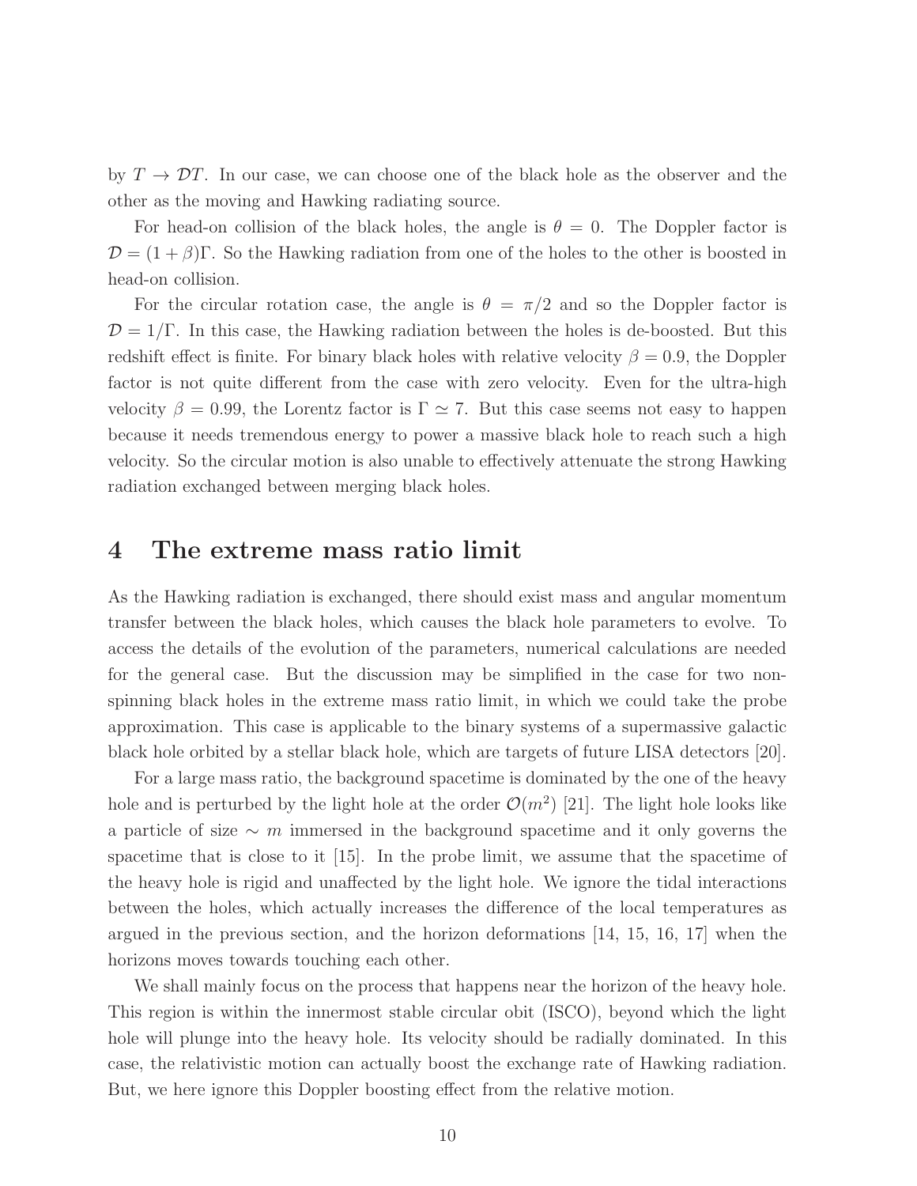by $T \to \mathcal{D}T$. In our case, we can choose one of the black hole as the observer and the other as the moving and Hawking radiating source.

For head-on collision of the black holes, the angle is $\theta = 0$. The Doppler factor is $\mathcal{D} = (1+\beta)\Gamma$. So the Hawking radiation from one of the holes to the other is boosted in head-on collision.

For the circular rotation case, the angle is $\theta = \pi/2$ and so the Doppler factor is $\mathcal{D} = 1/\Gamma$. In this case, the Hawking radiation between the holes is de-boosted. But this redshift effect is finite. For binary black holes with relative velocity $\beta = 0.9$, the Doppler factor is not quite different from the case with zero velocity. Even for the ultra-high velocity $\beta = 0.99$, the Lorentz factor is $\Gamma \simeq 7$. But this case seems not easy to happen because it needs tremendous energy to power a massive black hole to reach such a high velocity. So the circular motion is also unable to effectively attenuate the strong Hawking radiation exchanged between merging black holes.

# 4 The extreme mass ratio limit

As the Hawking radiation is exchanged, there should exist mass and angular momentum transfer between the black holes, which causes the black hole parameters to evolve. To access the details of the evolution of the parameters, numerical calculations are needed for the general case. But the discussion may be simplified in the case for two non-spinning black holes in the extreme mass ratio limit, in which we could take the probe approximation. This case is applicable to the binary systems of a supermassive galactic black hole orbited by a stellar black hole, which are targets of future LISA detectors [20].

For a large mass ratio, the background spacetime is dominated by the one of the heavy hole and is perturbed by the light hole at the order $\mathcal{O}(m^2)$ [21]. The light hole looks like a particle of size $\sim m$ immersed in the background spacetime and it only governs the spacetime that is close to it [15]. In the probe limit, we assume that the spacetime of the heavy hole is rigid and unaffected by the light hole. We ignore the tidal interactions between the holes, which actually increases the difference of the local temperatures as argued in the previous section, and the horizon deformations [14, 15, 16, 17] when the horizons moves towards touching each other.

We shall mainly focus on the process that happens near the horizon of the heavy hole. This region is within the innermost stable circular obit (ISCO), beyond which the light hole will plunge into the heavy hole. Its velocity should be radially dominated. In this case, the relativistic motion can actually boost the exchange rate of Hawking radiation. But, we here ignore this Doppler boosting effect from the relative motion.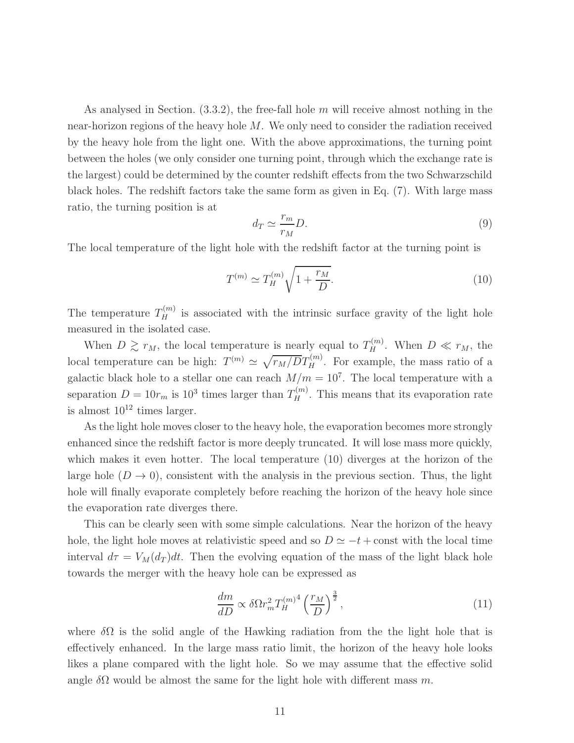As analysed in Section. (3.3.2), the free-fall hole $m$ will receive almost nothing in the near-horizon regions of the heavy hole $M$. We only need to consider the radiation received by the heavy hole from the light one. With the above approximations, the turning point between the holes (we only consider one turning point, through which the exchange rate is the largest) could be determined by the counter redshift effects from the two Schwarzschild black holes. The redshift factors take the same form as given in Eq. (7). With large mass ratio, the turning position is at

$$d_T \simeq \frac{r_m}{r_M} D. \tag{9}$$

The local temperature of the light hole with the redshift factor at the turning point is

$$T^{(m)} \simeq T_H^{(m)} \sqrt{1 + \frac{r_M}{D}}. \tag{10}$$

The temperature $T_H^{(m)}$ is associated with the intrinsic surface gravity of the light hole measured in the isolated case.

When $D \gtrsim r_M$, the local temperature is nearly equal to $T_H^{(m)}$. When $D \ll r_M$, the local temperature can be high: $T^{(m)} \simeq \sqrt{r_M/D}\, T_H^{(m)}$. For example, the mass ratio of a galactic black hole to a stellar one can reach $M/m = 10^7$. The local temperature with a separation $D = 10 r_m$ is $10^3$ times larger than $T_H^{(m)}$. This means that its evaporation rate is almost $10^{12}$ times larger.

As the light hole moves closer to the heavy hole, the evaporation becomes more strongly enhanced since the redshift factor is more deeply truncated. It will lose mass more quickly, which makes it even hotter. The local temperature (10) diverges at the horizon of the large hole ($D \to 0$), consistent with the analysis in the previous section. Thus, the light hole will finally evaporate completely before reaching the horizon of the heavy hole since the evaporation rate diverges there.

This can be clearly seen with some simple calculations. Near the horizon of the heavy hole, the light hole moves at relativistic speed and so $D \simeq -t + \text{const}$ with the local time interval $d\tau = V_M(d_T)dt$. Then the evolving equation of the mass of the light black hole towards the merger with the heavy hole can be expressed as

$$\frac{dm}{dD} \propto \delta\Omega r_m^2 T_H^{(m)4} \left(\frac{r_M}{D}\right)^{\frac{3}{2}}, \tag{11}$$

where $\delta\Omega$ is the solid angle of the Hawking radiation from the the light hole that is effectively enhanced. In the large mass ratio limit, the horizon of the heavy hole looks likes a plane compared with the light hole. So we may assume that the effective solid angle $\delta\Omega$ would be almost the same for the light hole with different mass $m$.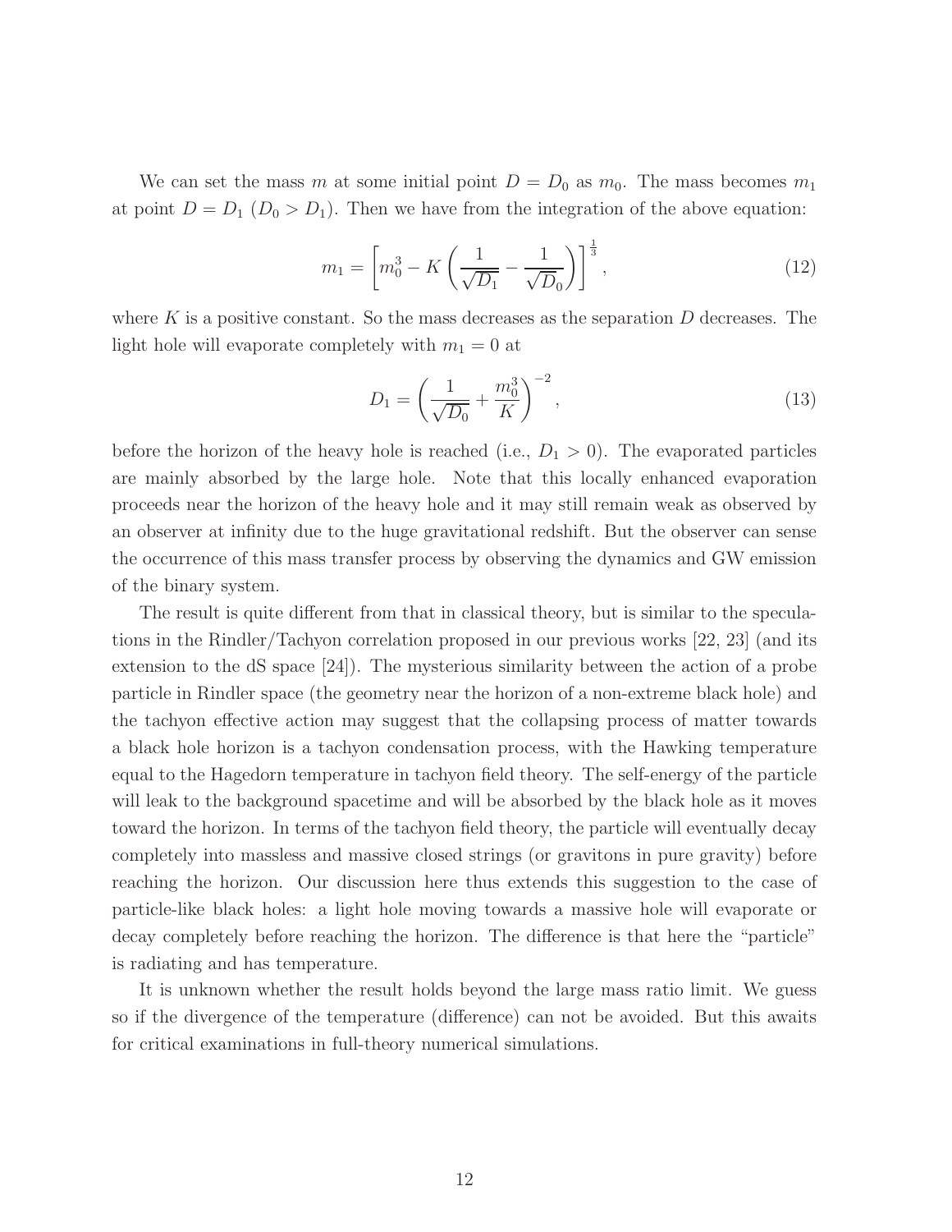We can set the mass $m$ at some initial point $D = D_0$ as $m_0$. The mass becomes $m_1$ at point $D = D_1$ ($D_0 > D_1$). Then we have from the integration of the above equation:

$$m_1 = \left[ m_0^3 - K \left( \frac{1}{\sqrt{D_1}} - \frac{1}{\sqrt{D_0}} \right) \right]^{\frac{1}{3}}, \tag{12}$$

where $K$ is a positive constant. So the mass decreases as the separation $D$ decreases. The light hole will evaporate completely with $m_1 = 0$ at

$$D_1 = \left( \frac{1}{\sqrt{D_0}} + \frac{m_0^3}{K} \right)^{-2}, \tag{13}$$

before the horizon of the heavy hole is reached (i.e., $D_1 > 0$). The evaporated particles are mainly absorbed by the large hole. Note that this locally enhanced evaporation proceeds near the horizon of the heavy hole and it may still remain weak as observed by an observer at infinity due to the huge gravitational redshift. But the observer can sense the occurrence of this mass transfer process by observing the dynamics and GW emission of the binary system.

The result is quite different from that in classical theory, but is similar to the speculations in the Rindler/Tachyon correlation proposed in our previous works [22, 23] (and its extension to the dS space [24]). The mysterious similarity between the action of a probe particle in Rindler space (the geometry near the horizon of a non-extreme black hole) and the tachyon effective action may suggest that the collapsing process of matter towards a black hole horizon is a tachyon condensation process, with the Hawking temperature equal to the Hagedorn temperature in tachyon field theory. The self-energy of the particle will leak to the background spacetime and will be absorbed by the black hole as it moves toward the horizon. In terms of the tachyon field theory, the particle will eventually decay completely into massless and massive closed strings (or gravitons in pure gravity) before reaching the horizon. Our discussion here thus extends this suggestion to the case of particle-like black holes: a light hole moving towards a massive hole will evaporate or decay completely before reaching the horizon. The difference is that here the "particle" is radiating and has temperature.

It is unknown whether the result holds beyond the large mass ratio limit. We guess so if the divergence of the temperature (difference) can not be avoided. But this awaits for critical examinations in full-theory numerical simulations.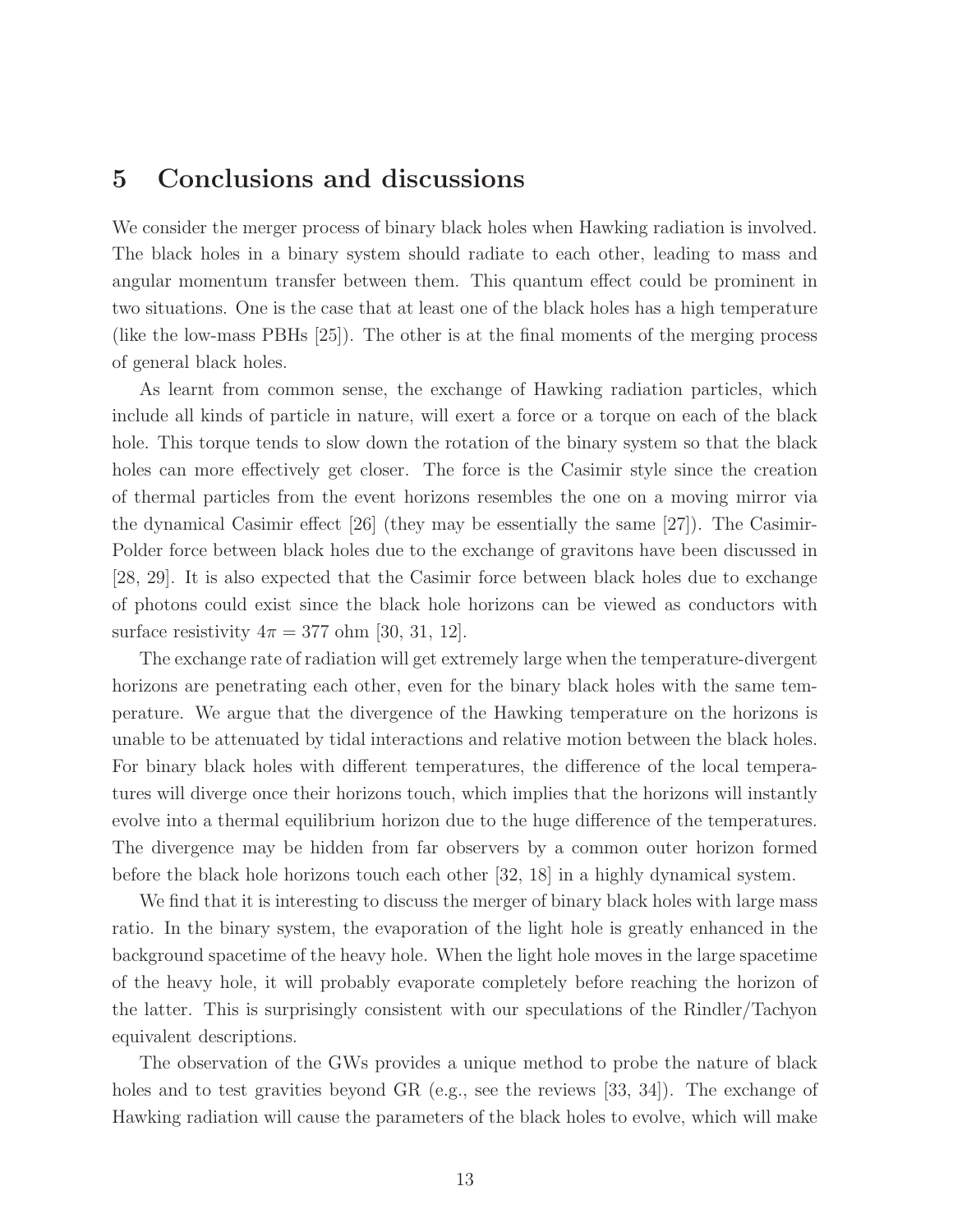## 5 Conclusions and discussions

We consider the merger process of binary black holes when Hawking radiation is involved. The black holes in a binary system should radiate to each other, leading to mass and angular momentum transfer between them. This quantum effect could be prominent in two situations. One is the case that at least one of the black holes has a high temperature (like the low-mass PBHs [25]). The other is at the final moments of the merging process of general black holes.

As learnt from common sense, the exchange of Hawking radiation particles, which include all kinds of particle in nature, will exert a force or a torque on each of the black hole. This torque tends to slow down the rotation of the binary system so that the black holes can more effectively get closer. The force is the Casimir style since the creation of thermal particles from the event horizons resembles the one on a moving mirror via the dynamical Casimir effect [26] (they may be essentially the same [27]). The Casimir-Polder force between black holes due to the exchange of gravitons have been discussed in [28, 29]. It is also expected that the Casimir force between black holes due to exchange of photons could exist since the black hole horizons can be viewed as conductors with surface resistivity $4\pi = 377$ ohm [30, 31, 12].

The exchange rate of radiation will get extremely large when the temperature-divergent horizons are penetrating each other, even for the binary black holes with the same temperature. We argue that the divergence of the Hawking temperature on the horizons is unable to be attenuated by tidal interactions and relative motion between the black holes. For binary black holes with different temperatures, the difference of the local temperatures will diverge once their horizons touch, which implies that the horizons will instantly evolve into a thermal equilibrium horizon due to the huge difference of the temperatures. The divergence may be hidden from far observers by a common outer horizon formed before the black hole horizons touch each other [32, 18] in a highly dynamical system.

We find that it is interesting to discuss the merger of binary black holes with large mass ratio. In the binary system, the evaporation of the light hole is greatly enhanced in the background spacetime of the heavy hole. When the light hole moves in the large spacetime of the heavy hole, it will probably evaporate completely before reaching the horizon of the latter. This is surprisingly consistent with our speculations of the Rindler/Tachyon equivalent descriptions.

The observation of the GWs provides a unique method to probe the nature of black holes and to test gravities beyond GR (e.g., see the reviews [33, 34]). The exchange of Hawking radiation will cause the parameters of the black holes to evolve, which will make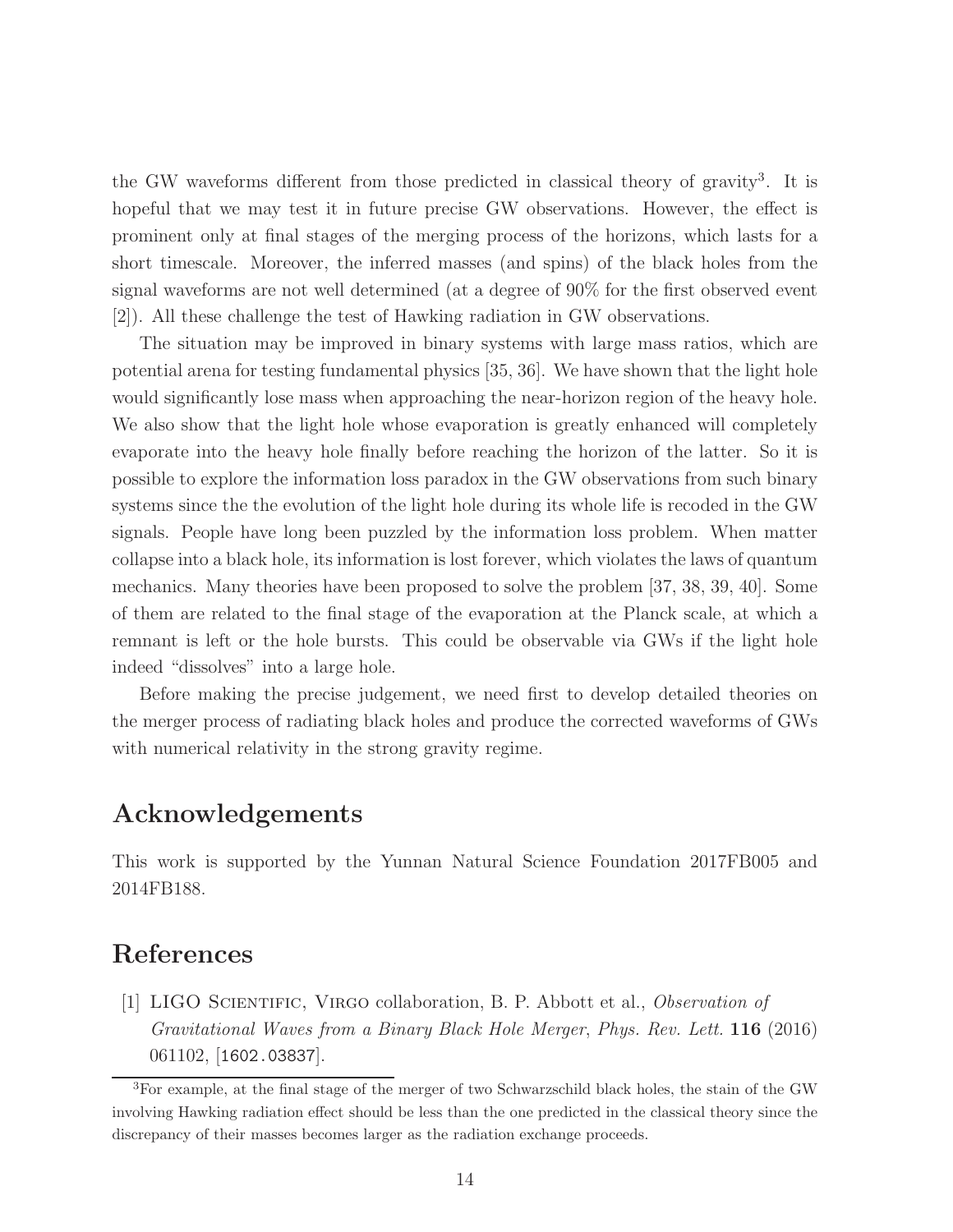the GW waveforms different from those predicted in classical theory of gravity[3]. It is hopeful that we may test it in future precise GW observations. However, the effect is prominent only at final stages of the merging process of the horizons, which lasts for a short timescale. Moreover, the inferred masses (and spins) of the black holes from the signal waveforms are not well determined (at a degree of 90% for the first observed event [2]). All these challenge the test of Hawking radiation in GW observations.

The situation may be improved in binary systems with large mass ratios, which are potential arena for testing fundamental physics [35, 36]. We have shown that the light hole would significantly lose mass when approaching the near-horizon region of the heavy hole. We also show that the light hole whose evaporation is greatly enhanced will completely evaporate into the heavy hole finally before reaching the horizon of the latter. So it is possible to explore the information loss paradox in the GW observations from such binary systems since the the evolution of the light hole during its whole life is recoded in the GW signals. People have long been puzzled by the information loss problem. When matter collapse into a black hole, its information is lost forever, which violates the laws of quantum mechanics. Many theories have been proposed to solve the problem [37, 38, 39, 40]. Some of them are related to the final stage of the evaporation at the Planck scale, at which a remnant is left or the hole bursts. This could be observable via GWs if the light hole indeed "dissolves" into a large hole.

Before making the precise judgement, we need first to develop detailed theories on the merger process of radiating black holes and produce the corrected waveforms of GWs with numerical relativity in the strong gravity regime.

## Acknowledgements

This work is supported by the Yunnan Natural Science Foundation 2017FB005 and 2014FB188.

## References

[1] LIGO Scientific, Virgo collaboration, B. P. Abbott et al., *Observation of Gravitational Waves from a Binary Black Hole Merger*, *Phys. Rev. Lett.* **116** (2016) 061102, [1602.03837].

---

[3]For example, at the final stage of the merger of two Schwarzschild black holes, the stain of the GW involving Hawking radiation effect should be less than the one predicted in the classical theory since the discrepancy of their masses becomes larger as the radiation exchange proceeds.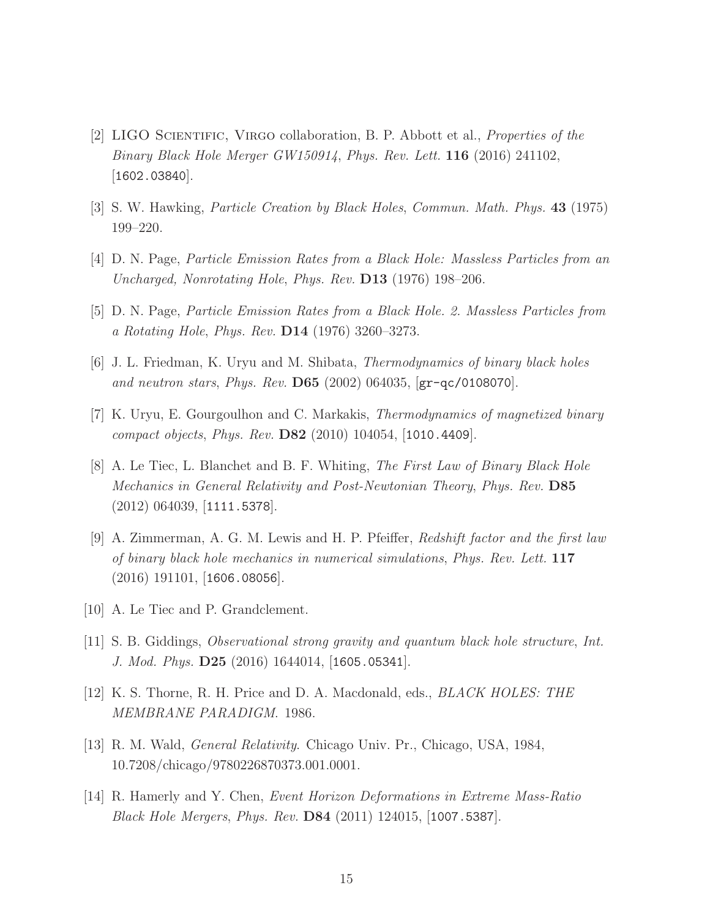[2] LIGO Scientific, Virgo collaboration, B. P. Abbott et al., *Properties of the Binary Black Hole Merger GW150914*, *Phys. Rev. Lett.* **116** (2016) 241102, [1602.03840].

[3] S. W. Hawking, *Particle Creation by Black Holes*, *Commun. Math. Phys.* **43** (1975) 199–220.

[4] D. N. Page, *Particle Emission Rates from a Black Hole: Massless Particles from an Uncharged, Nonrotating Hole*, *Phys. Rev.* **D13** (1976) 198–206.

[5] D. N. Page, *Particle Emission Rates from a Black Hole. 2. Massless Particles from a Rotating Hole*, *Phys. Rev.* **D14** (1976) 3260–3273.

[6] J. L. Friedman, K. Uryu and M. Shibata, *Thermodynamics of binary black holes and neutron stars*, *Phys. Rev.* **D65** (2002) 064035, [gr-qc/0108070].

[7] K. Uryu, E. Gourgoulhon and C. Markakis, *Thermodynamics of magnetized binary compact objects*, *Phys. Rev.* **D82** (2010) 104054, [1010.4409].

[8] A. Le Tiec, L. Blanchet and B. F. Whiting, *The First Law of Binary Black Hole Mechanics in General Relativity and Post-Newtonian Theory*, *Phys. Rev.* **D85** (2012) 064039, [1111.5378].

[9] A. Zimmerman, A. G. M. Lewis and H. P. Pfeiffer, *Redshift factor and the first law of binary black hole mechanics in numerical simulations*, *Phys. Rev. Lett.* **117** (2016) 191101, [1606.08056].

[10] A. Le Tiec and P. Grandclement.

[11] S. B. Giddings, *Observational strong gravity and quantum black hole structure*, *Int. J. Mod. Phys.* **D25** (2016) 1644014, [1605.05341].

[12] K. S. Thorne, R. H. Price and D. A. Macdonald, eds., *BLACK HOLES: THE MEMBRANE PARADIGM*. 1986.

[13] R. M. Wald, *General Relativity*. Chicago Univ. Pr., Chicago, USA, 1984, 10.7208/chicago/9780226870373.001.0001.

[14] R. Hamerly and Y. Chen, *Event Horizon Deformations in Extreme Mass-Ratio Black Hole Mergers*, *Phys. Rev.* **D84** (2011) 124015, [1007.5387].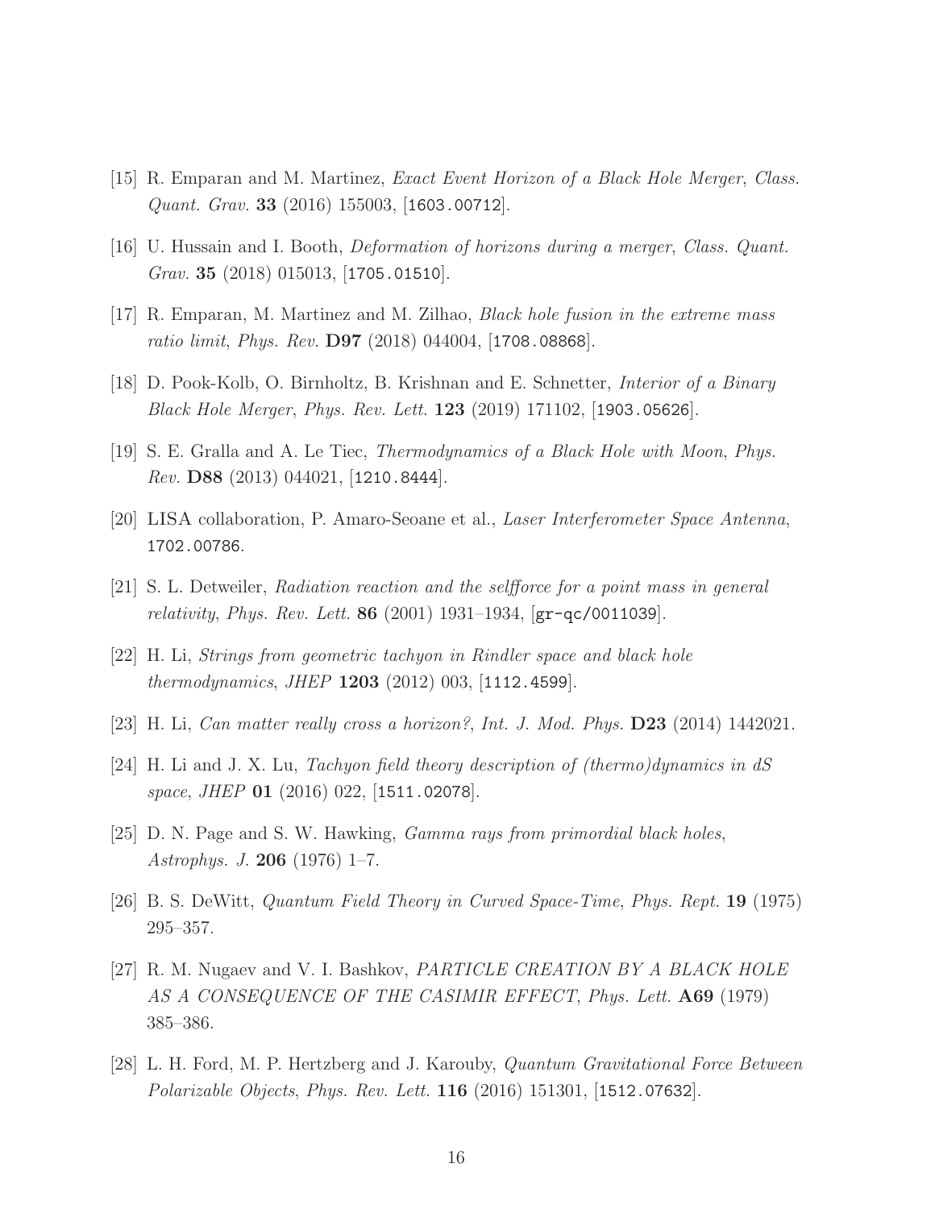[15] R. Emparan and M. Martinez, *Exact Event Horizon of a Black Hole Merger*, *Class. Quant. Grav.* **33** (2016) 155003, [1603.00712].

[16] U. Hussain and I. Booth, *Deformation of horizons during a merger*, *Class. Quant. Grav.* **35** (2018) 015013, [1705.01510].

[17] R. Emparan, M. Martinez and M. Zilhao, *Black hole fusion in the extreme mass ratio limit*, *Phys. Rev.* **D97** (2018) 044004, [1708.08868].

[18] D. Pook-Kolb, O. Birnholtz, B. Krishnan and E. Schnetter, *Interior of a Binary Black Hole Merger*, *Phys. Rev. Lett.* **123** (2019) 171102, [1903.05626].

[19] S. E. Gralla and A. Le Tiec, *Thermodynamics of a Black Hole with Moon*, *Phys. Rev.* **D88** (2013) 044021, [1210.8444].

[20] LISA collaboration, P. Amaro-Seoane et al., *Laser Interferometer Space Antenna*, 1702.00786.

[21] S. L. Detweiler, *Radiation reaction and the selfforce for a point mass in general relativity*, *Phys. Rev. Lett.* **86** (2001) 1931–1934, [gr-qc/0011039].

[22] H. Li, *Strings from geometric tachyon in Rindler space and black hole thermodynamics*, *JHEP* **1203** (2012) 003, [1112.4599].

[23] H. Li, *Can matter really cross a horizon?*, *Int. J. Mod. Phys.* **D23** (2014) 1442021.

[24] H. Li and J. X. Lu, *Tachyon field theory description of (thermo)dynamics in dS space*, *JHEP* **01** (2016) 022, [1511.02078].

[25] D. N. Page and S. W. Hawking, *Gamma rays from primordial black holes*, *Astrophys. J.* **206** (1976) 1–7.

[26] B. S. DeWitt, *Quantum Field Theory in Curved Space-Time*, *Phys. Rept.* **19** (1975) 295–357.

[27] R. M. Nugaev and V. I. Bashkov, *PARTICLE CREATION BY A BLACK HOLE AS A CONSEQUENCE OF THE CASIMIR EFFECT*, *Phys. Lett.* **A69** (1979) 385–386.

[28] L. H. Ford, M. P. Hertzberg and J. Karouby, *Quantum Gravitational Force Between Polarizable Objects*, *Phys. Rev. Lett.* **116** (2016) 151301, [1512.07632].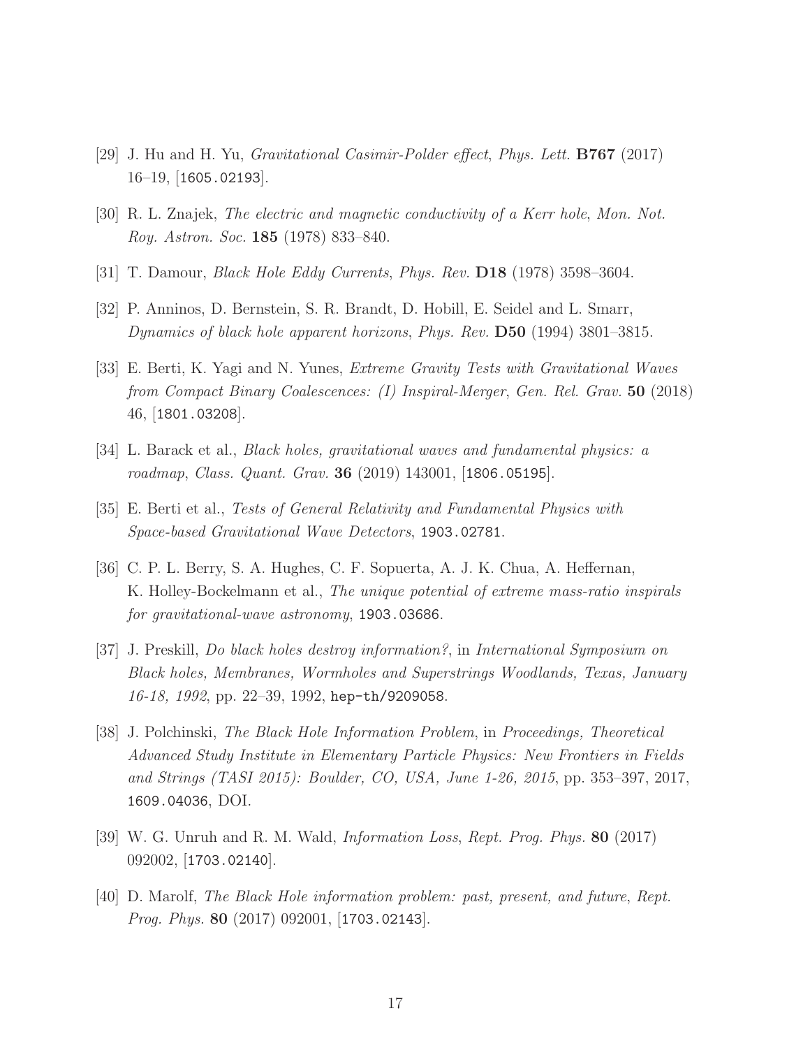[29] J. Hu and H. Yu, *Gravitational Casimir-Polder effect*, *Phys. Lett.* **B767** (2017) 16–19, [1605.02193].

[30] R. L. Znajek, *The electric and magnetic conductivity of a Kerr hole*, *Mon. Not. Roy. Astron. Soc.* **185** (1978) 833–840.

[31] T. Damour, *Black Hole Eddy Currents*, *Phys. Rev.* **D18** (1978) 3598–3604.

[32] P. Anninos, D. Bernstein, S. R. Brandt, D. Hobill, E. Seidel and L. Smarr, *Dynamics of black hole apparent horizons*, *Phys. Rev.* **D50** (1994) 3801–3815.

[33] E. Berti, K. Yagi and N. Yunes, *Extreme Gravity Tests with Gravitational Waves from Compact Binary Coalescences: (I) Inspiral-Merger*, *Gen. Rel. Grav.* **50** (2018) 46, [1801.03208].

[34] L. Barack et al., *Black holes, gravitational waves and fundamental physics: a roadmap*, *Class. Quant. Grav.* **36** (2019) 143001, [1806.05195].

[35] E. Berti et al., *Tests of General Relativity and Fundamental Physics with Space-based Gravitational Wave Detectors*, 1903.02781.

[36] C. P. L. Berry, S. A. Hughes, C. F. Sopuerta, A. J. K. Chua, A. Heffernan, K. Holley-Bockelmann et al., *The unique potential of extreme mass-ratio inspirals for gravitational-wave astronomy*, 1903.03686.

[37] J. Preskill, *Do black holes destroy information?*, in *International Symposium on Black holes, Membranes, Wormholes and Superstrings Woodlands, Texas, January 16-18, 1992*, pp. 22–39, 1992, hep-th/9209058.

[38] J. Polchinski, *The Black Hole Information Problem*, in *Proceedings, Theoretical Advanced Study Institute in Elementary Particle Physics: New Frontiers in Fields and Strings (TASI 2015): Boulder, CO, USA, June 1-26, 2015*, pp. 353–397, 2017, 1609.04036, DOI.

[39] W. G. Unruh and R. M. Wald, *Information Loss*, *Rept. Prog. Phys.* **80** (2017) 092002, [1703.02140].

[40] D. Marolf, *The Black Hole information problem: past, present, and future*, *Rept. Prog. Phys.* **80** (2017) 092001, [1703.02143].